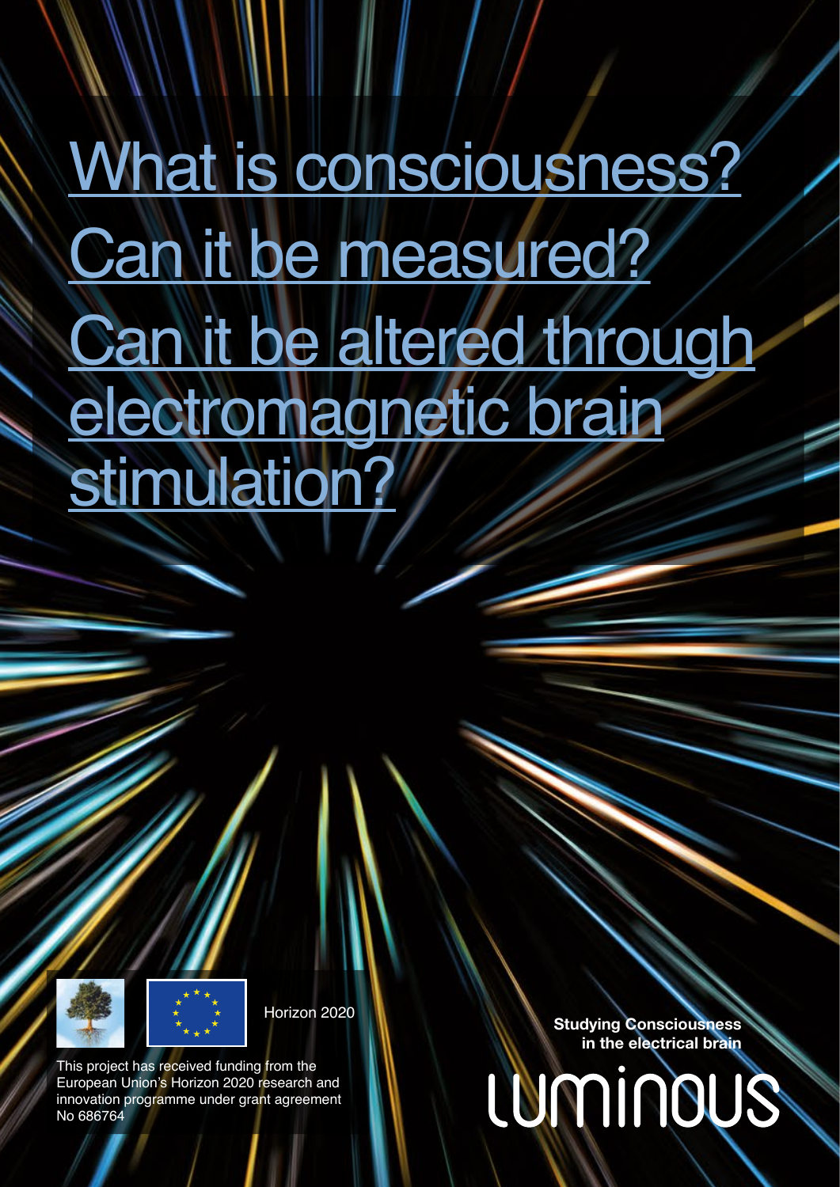# What is consciousness? Can it be measured? Can it be altered through electromagnetic brain stimulation?

Horizon 2020

This project has received funding from the European Union's Horizon 2020 research and innovation programme under grant agreement No 686764

**Studying Consciousness in the electrical brain**

LUMINOUS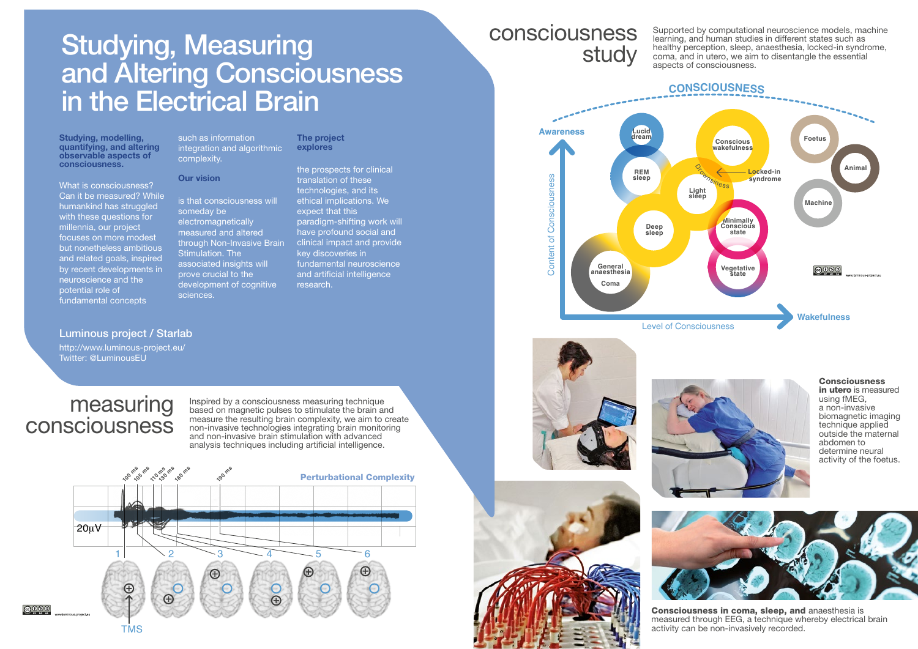# Studying, Measuring and Altering Consciousness in the Electrical Brain

**Studying, modelling, quantifying, and altering observable aspects of consciousness.**

What is consciousness? Can it be measured? While humankind has struggled with these questions for millennia, our project focuses on more modest but nonetheless ambitious and related goals, inspired by recent developments in neuroscience and the potential role of fundamental concepts such as information integration and algorithmic complexity.

**Our vision**

is that consciousness will someday be electromagnetically measured and altered through Non-Invasive Brain Stimulation. The associated insights will prove crucial to the development of cognitive sciences.

**The project explores**

the prospects for clinical translation of these technologies, and its ethical implications. We expect that this paradigm-shifting work will have profound social and clinical impact and provide key discoveries in fundamental neuroscience and artificial intelligence research.

**Luminous project / Starlab**

http://www.luminous-project.eu/
Twitter: @LuminousEU

## measuring consciousness

Inspired by a consciousness measuring technique based on magnetic pulses to stimulate the brain and measure the resulting brain complexity, we aim to create non-invasive technologies integrating brain monitoring and non-invasive brain stimulation with advanced analysis techniques including artificial intelligence.

## consciousness study

Supported by computational neuroscience models, machine learning, and human studies in different states such as healthy perception, sleep, anaesthesia, locked-in syndrome, coma, and in utero, we aim to disentangle the essential aspects of consciousness.

**Consciousness in utero** is measured using fMEG, a non-invasive biomagnetic imaging technique applied outside the maternal abdomen to determine neural activity of the foetus.

**Consciousness in coma, sleep, and** anaesthesia is measured through EEG, a technique whereby electrical brain activity can be non-invasively recorded.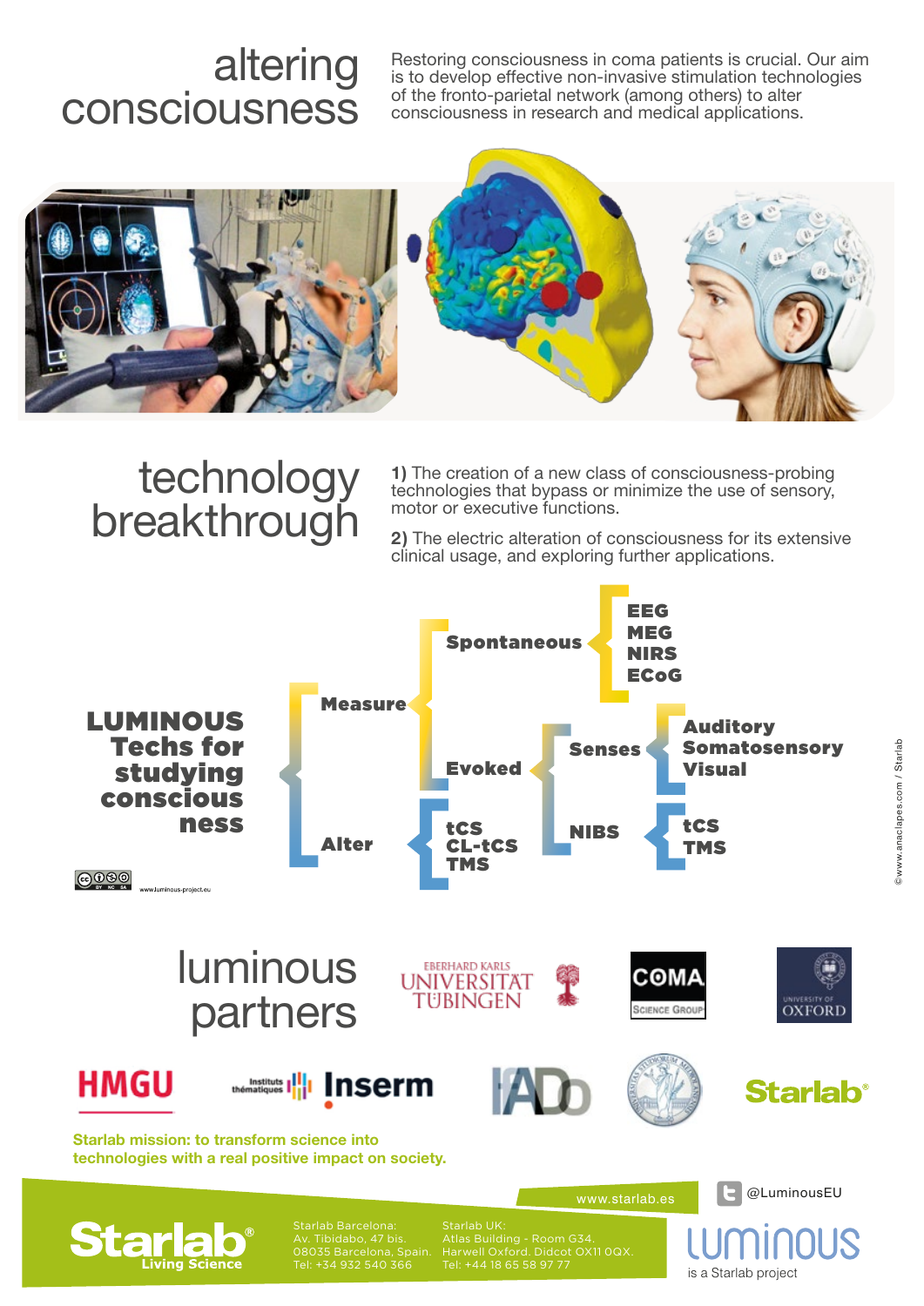# altering consciousness

Restoring consciousness in coma patients is crucial. Our aim is to develop effective non-invasive stimulation technologies of the fronto-parietal network (among others) to alter consciousness in research and medical applications.

# technology breakthrough

**1)** The creation of a new class of consciousness-probing technologies that bypass or minimize the use of sensory, motor or executive functions.

**2)** The electric alteration of consciousness for its extensive clinical usage, and exploring further applications.

**LUMINOUS Techs for studying consciousness**

- **Measure**
  - **Spontaneous**
    - **EEG**
    - **MEG**
    - **NIRS**
    - **ECoG**
  - **Evoked**
    - **Senses**
      - **Auditory**
      - **Somatosensory**
      - **Visual**
    - **NIBS**
      - **tCS**
      - **TMS**
- **Alter**
  - **tCS**
  - **CL-tCS**
  - **TMS**

www.luminous-project.eu

©www.anaclapes.com / Starlab

# luminous partners

Eberhard Karls Universität Tübingen · Coma Science Group · University of Oxford · HMGU · Instituts thématiques Inserm · IADO · Starlab

Starlab mission: to transform science into technologies with a real positive impact on society.

www.starlab.es

@LuminousEU

Starlab® Living Science

Starlab Barcelona:
Av. Tibidabo, 47 bis.
08035 Barcelona, Spain.
Tel: +34 932 540 366

Starlab UK:
Atlas Building - Room G34.
Harwell Oxford. Didcot OX11 0QX.
Tel: +44 18 65 58 97 77

luminous is a Starlab project